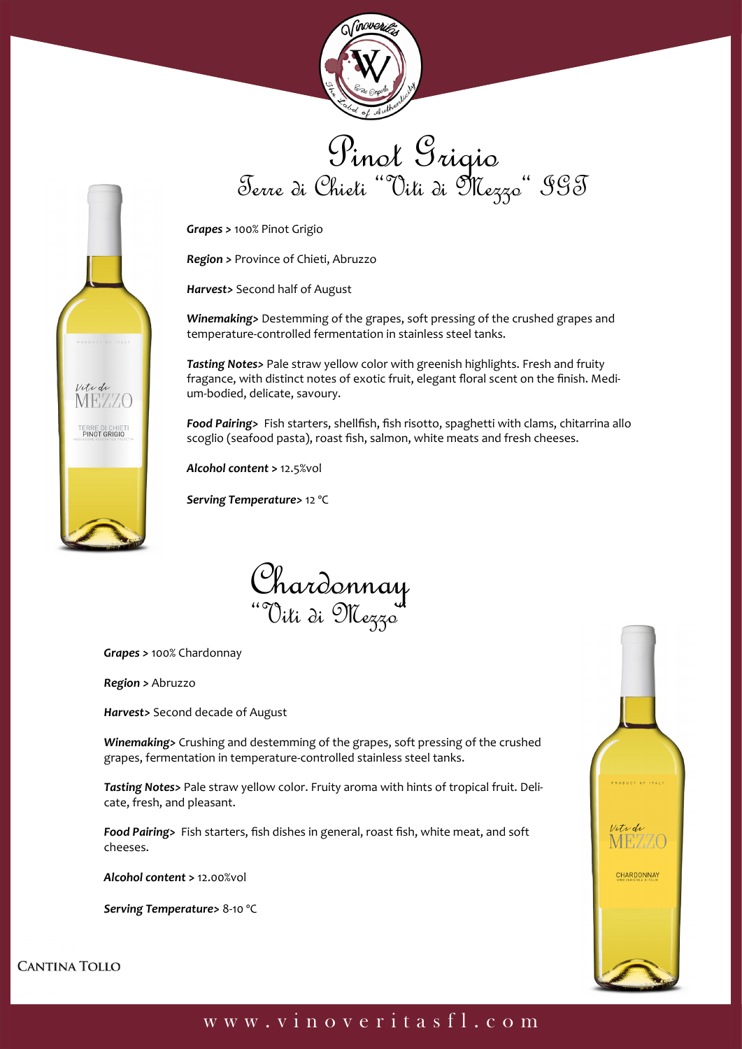# Pinot Grigio

## Terre di Chieti "Viti di Mezzo" IGT

***Grapes >*** 100% Pinot Grigio

***Region >*** Province of Chieti, Abruzzo

***Harvest>*** Second half of August

***Winemaking>*** Destemming of the grapes, soft pressing of the crushed grapes and temperature-controlled fermentation in stainless steel tanks.

***Tasting Notes>*** Pale straw yellow color with greenish highlights. Fresh and fruity fragance, with distinct notes of exotic fruit, elegant floral scent on the finish. Medium-bodied, delicate, savoury.

***Food Pairing>*** Fish starters, shellfish, fish risotto, spaghetti with clams, chitarrina allo scoglio (seafood pasta), roast fish, salmon, white meats and fresh cheeses.

***Alcohol content >*** 12.5%vol

***Serving Temperature>*** 12 °C

# Chardonnay

## "Viti di Mezzo"

***Grapes >*** 100% Chardonnay

***Region >*** Abruzzo

***Harvest>*** Second decade of August

***Winemaking>*** Crushing and destemming of the grapes, soft pressing of the crushed grapes, fermentation in temperature-controlled stainless steel tanks.

***Tasting Notes>*** Pale straw yellow color. Fruity aroma with hints of tropical fruit. Delicate, fresh, and pleasant.

***Food Pairing>*** Fish starters, fish dishes in general, roast fish, white meat, and soft cheeses.

***Alcohol content >*** 12.00%vol

***Serving Temperature>*** 8-10 °C

CANTINA TOLLO

www.vinoveritasfl.com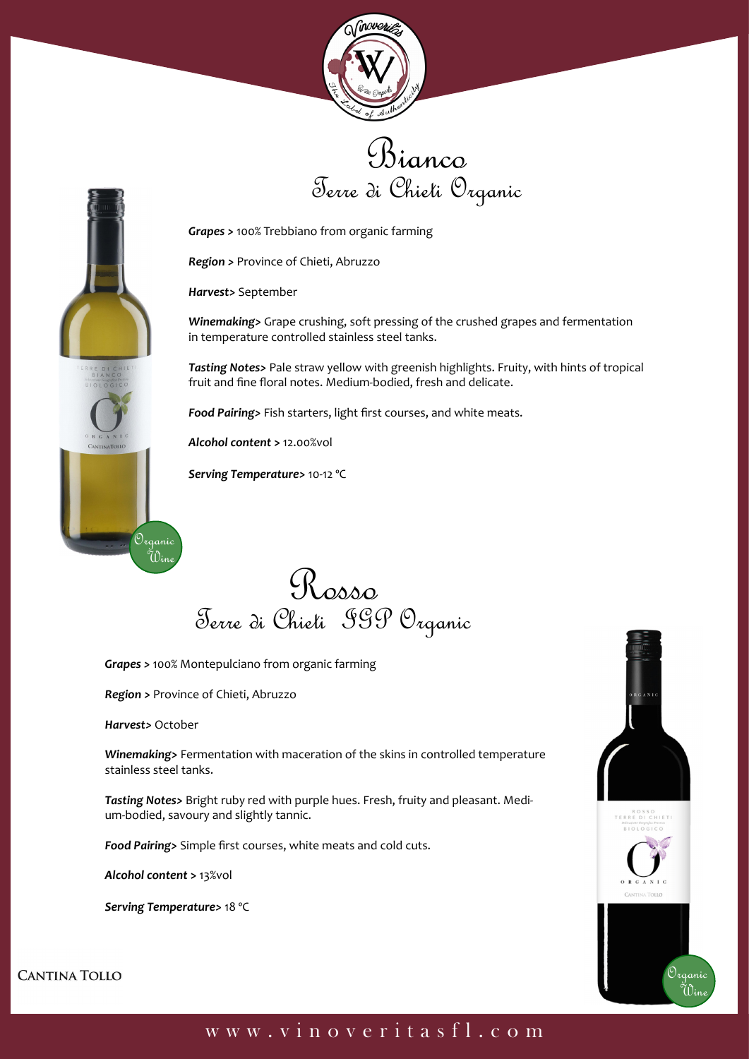# Bianco

## Terre di Chieti Organic

***Grapes >*** 100% Trebbiano from organic farming

***Region >*** Province of Chieti, Abruzzo

***Harvest>*** September

***Winemaking>*** Grape crushing, soft pressing of the crushed grapes and fermentation in temperature controlled stainless steel tanks.

***Tasting Notes>*** Pale straw yellow with greenish highlights. Fruity, with hints of tropical fruit and fine floral notes. Medium-bodied, fresh and delicate.

***Food Pairing>*** Fish starters, light first courses, and white meats.

***Alcohol content >*** 12.00%vol

***Serving Temperature>*** 10-12 °C

Organic Wine

# Rosso

## Terre di Chieti IGP Organic

***Grapes >*** 100% Montepulciano from organic farming

***Region >*** Province of Chieti, Abruzzo

***Harvest>*** October

***Winemaking>*** Fermentation with maceration of the skins in controlled temperature stainless steel tanks.

***Tasting Notes>*** Bright ruby red with purple hues. Fresh, fruity and pleasant. Medium-bodied, savoury and slightly tannic.

***Food Pairing>*** Simple first courses, white meats and cold cuts.

***Alcohol content >*** 13%vol

***Serving Temperature>*** 18 °C

Organic Wine

CANTINA TOLLO

www.vinoveritasfl.com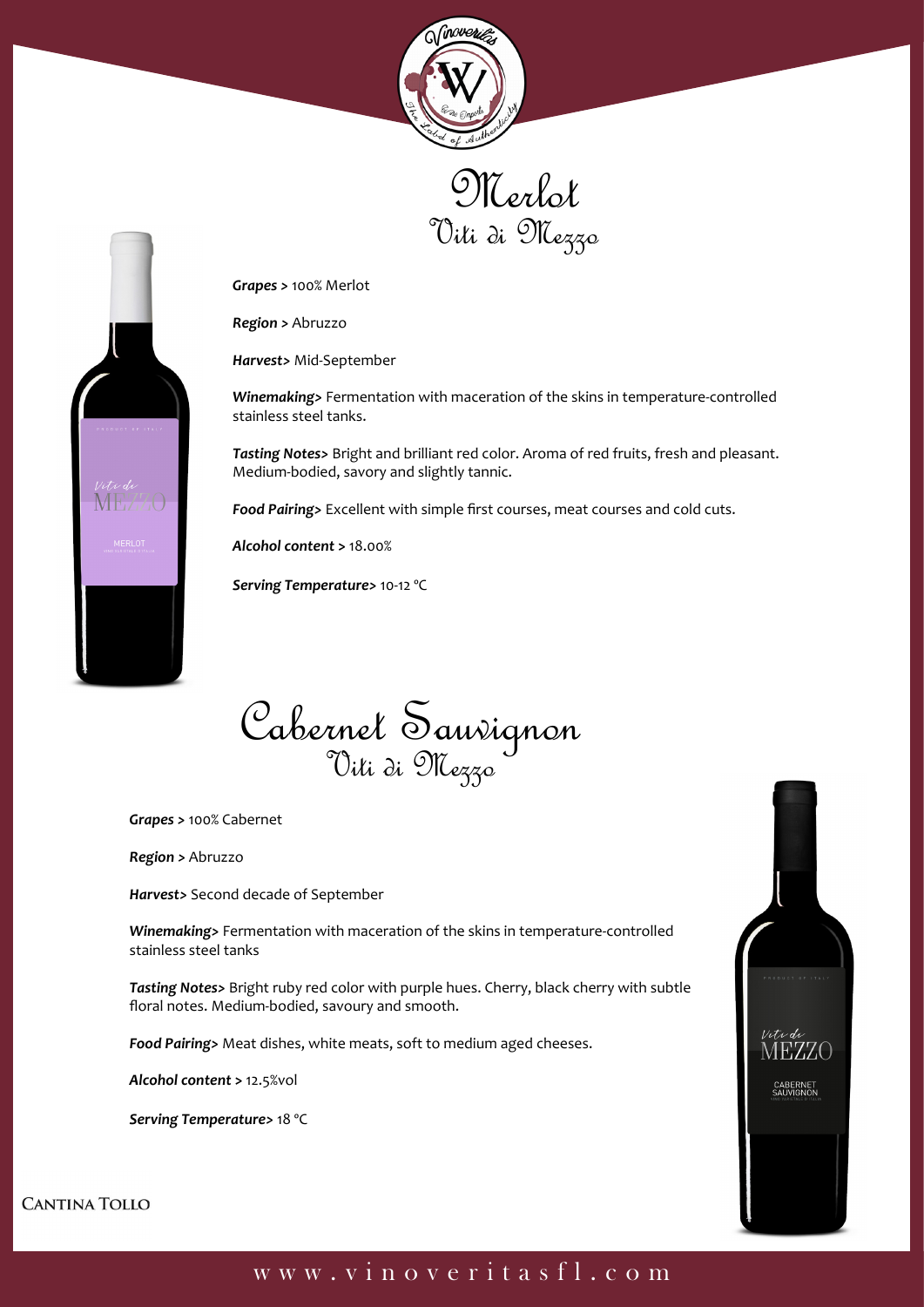# Merlot
## Viti di Mezzo

***Grapes >*** 100% Merlot

***Region >*** Abruzzo

***Harvest>*** Mid-September

***Winemaking>*** Fermentation with maceration of the skins in temperature-controlled stainless steel tanks.

***Tasting Notes>*** Bright and brilliant red color. Aroma of red fruits, fresh and pleasant. Medium-bodied, savory and slightly tannic.

***Food Pairing>*** Excellent with simple first courses, meat courses and cold cuts.

***Alcohol content >*** 18.00%

***Serving Temperature>*** 10-12 °C

# Cabernet Sauvignon
## Viti di Mezzo

***Grapes >*** 100% Cabernet

***Region >*** Abruzzo

***Harvest>*** Second decade of September

***Winemaking>*** Fermentation with maceration of the skins in temperature-controlled stainless steel tanks

***Tasting Notes>*** Bright ruby red color with purple hues. Cherry, black cherry with subtle floral notes. Medium-bodied, savoury and smooth.

***Food Pairing>*** Meat dishes, white meats, soft to medium aged cheeses.

***Alcohol content >*** 12.5%vol

***Serving Temperature>*** 18 °C

**Cantina Tollo**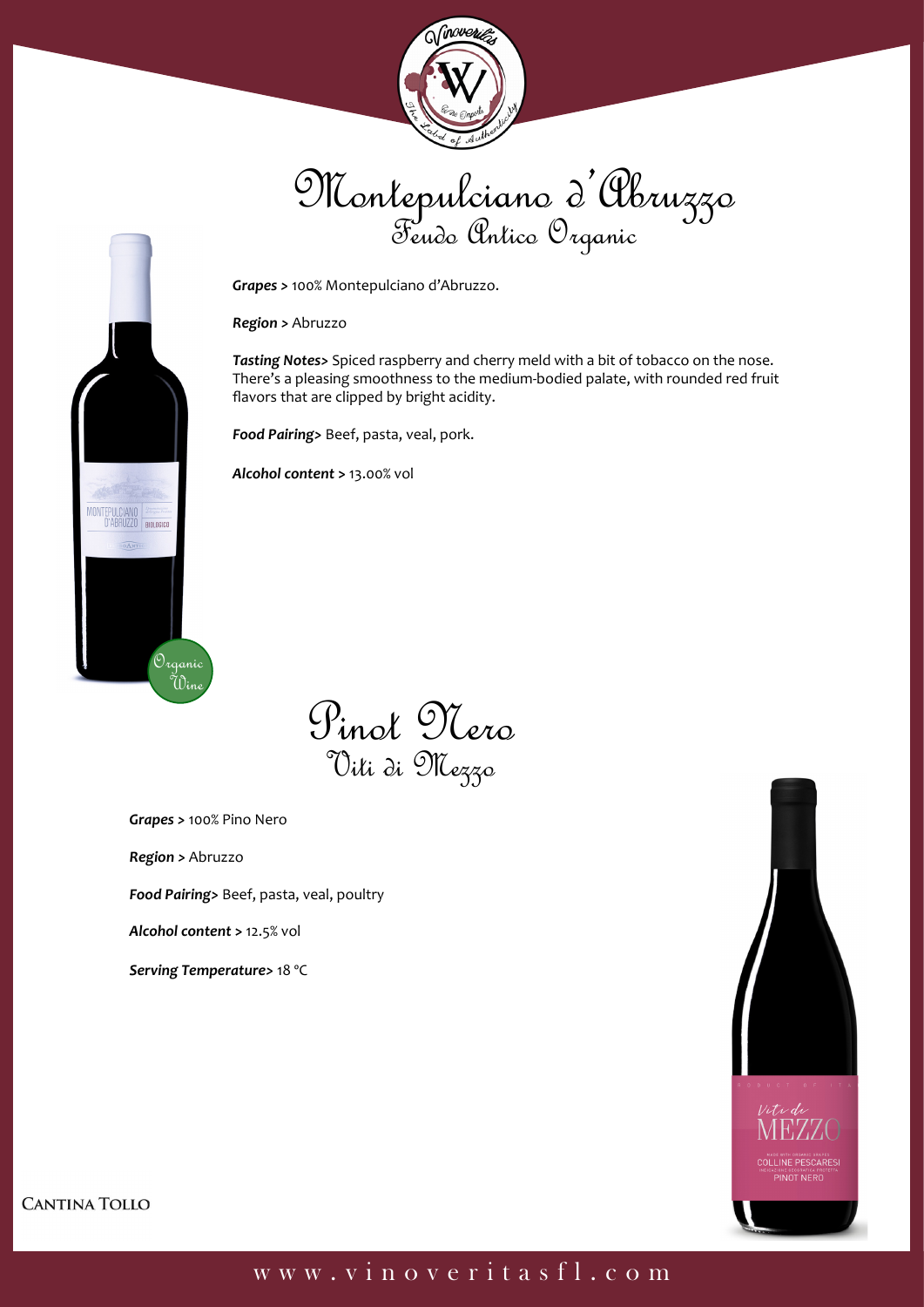# Montepulciano d'Abruzzo

## Feudo Antico Organic

***Grapes* >** 100% Montepulciano d'Abruzzo.

***Region* >** Abruzzo

***Tasting Notes*>** Spiced raspberry and cherry meld with a bit of tobacco on the nose. There's a pleasing smoothness to the medium-bodied palate, with rounded red fruit flavors that are clipped by bright acidity.

***Food Pairing*>** Beef, pasta, veal, pork.

***Alcohol content* >** 13.00% vol

Organic Wine

# Pinot Nero

## Viti di Mezzo

***Grapes* >** 100% Pino Nero

***Region* >** Abruzzo

***Food Pairing*>** Beef, pasta, veal, poultry

***Alcohol content* >** 12.5% vol

***Serving Temperature*>** 18 °C

**Cantina Tollo**

www.vinoveritasfl.com